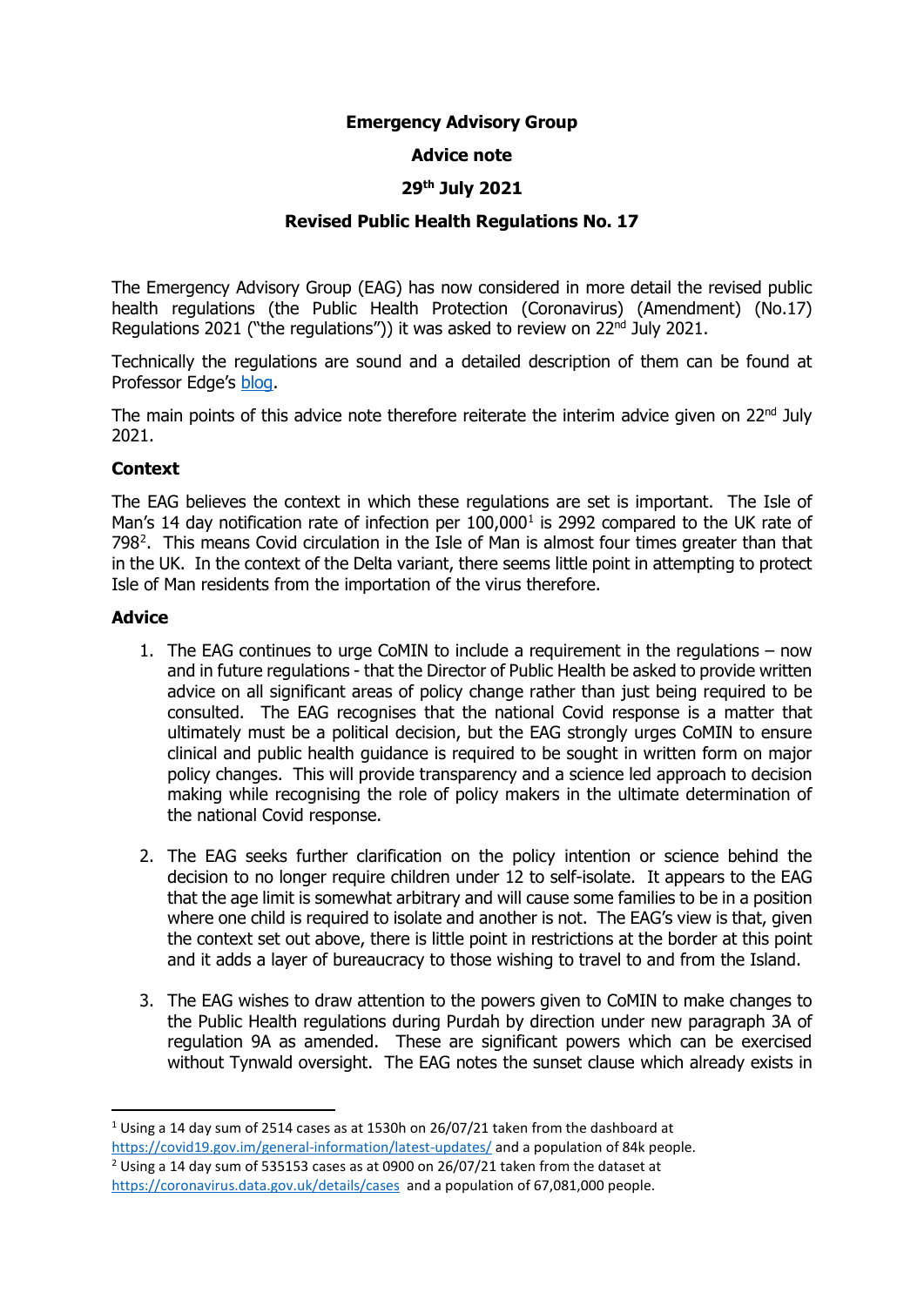**Emergency Advisory Group**

**Advice note**

**29th July 2021**

**Revised Public Health Regulations No. 17**

The Emergency Advisory Group (EAG) has now considered in more detail the revised public health regulations (the Public Health Protection (Coronavirus) (Amendment) (No.17) Regulations 2021 ("the regulations")) it was asked to review on 22nd July 2021.

Technically the regulations are sound and a detailed description of them can be found at Professor Edge's blog.

The main points of this advice note therefore reiterate the interim advice given on 22nd July 2021.

**Context**

The EAG believes the context in which these regulations are set is important. The Isle of Man's 14 day notification rate of infection per 100,000[1] is 2992 compared to the UK rate of 798[2]. This means Covid circulation in the Isle of Man is almost four times greater than that in the UK. In the context of the Delta variant, there seems little point in attempting to protect Isle of Man residents from the importation of the virus therefore.

**Advice**

1. The EAG continues to urge CoMIN to include a requirement in the regulations – now and in future regulations - that the Director of Public Health be asked to provide written advice on all significant areas of policy change rather than just being required to be consulted. The EAG recognises that the national Covid response is a matter that ultimately must be a political decision, but the EAG strongly urges CoMIN to ensure clinical and public health guidance is required to be sought in written form on major policy changes. This will provide transparency and a science led approach to decision making while recognising the role of policy makers in the ultimate determination of the national Covid response.

2. The EAG seeks further clarification on the policy intention or science behind the decision to no longer require children under 12 to self-isolate. It appears to the EAG that the age limit is somewhat arbitrary and will cause some families to be in a position where one child is required to isolate and another is not. The EAG's view is that, given the context set out above, there is little point in restrictions at the border at this point and it adds a layer of bureaucracy to those wishing to travel to and from the Island.

3. The EAG wishes to draw attention to the powers given to CoMIN to make changes to the Public Health regulations during Purdah by direction under new paragraph 3A of regulation 9A as amended. These are significant powers which can be exercised without Tynwald oversight. The EAG notes the sunset clause which already exists in

[1] Using a 14 day sum of 2514 cases as at 1530h on 26/07/21 taken from the dashboard at https://covid19.gov.im/general-information/latest-updates/ and a population of 84k people.

[2] Using a 14 day sum of 535153 cases as at 0900 on 26/07/21 taken from the dataset at https://coronavirus.data.gov.uk/details/cases and a population of 67,081,000 people.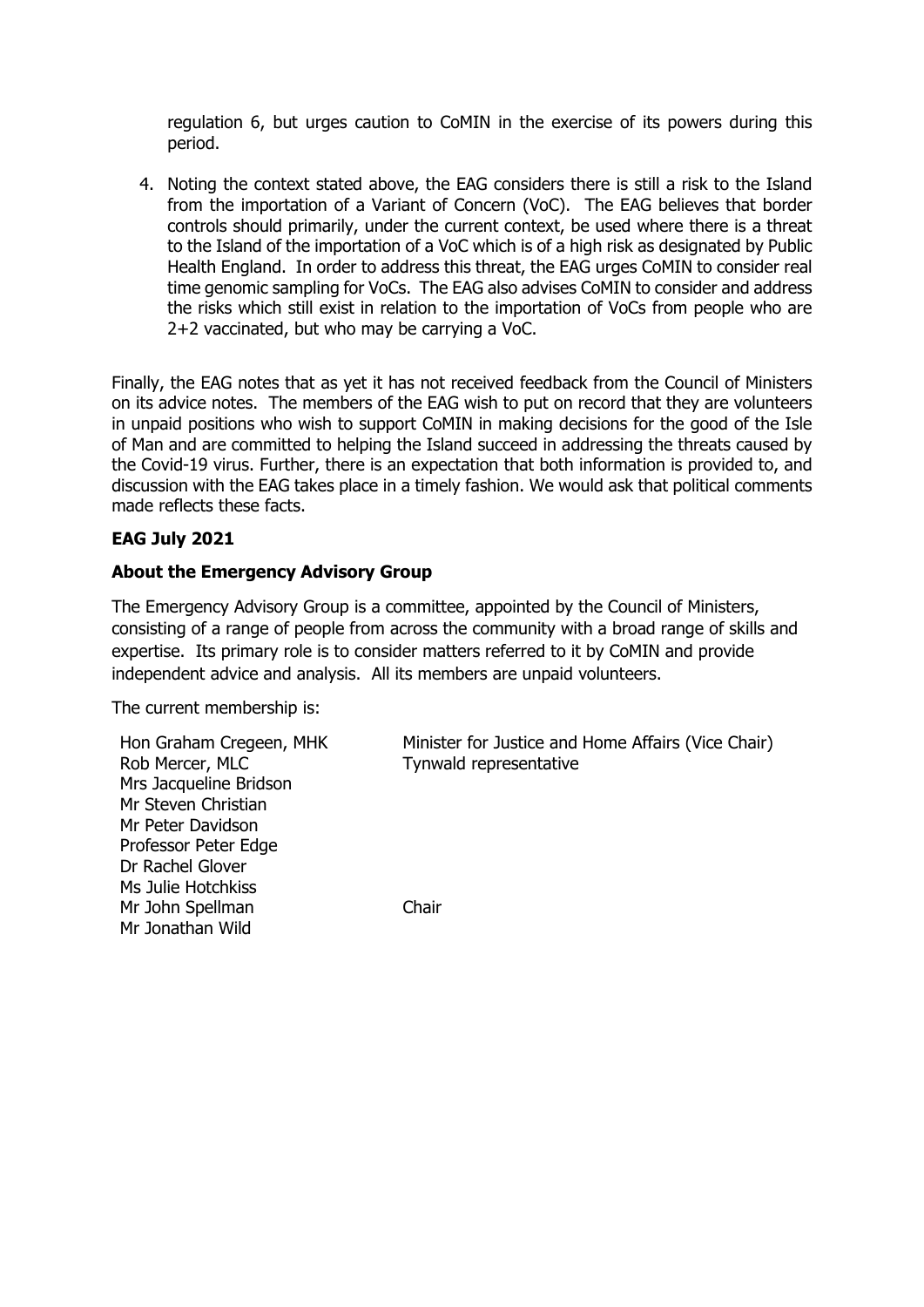regulation 6, but urges caution to CoMIN in the exercise of its powers during this period.

4. Noting the context stated above, the EAG considers there is still a risk to the Island from the importation of a Variant of Concern (VoC). The EAG believes that border controls should primarily, under the current context, be used where there is a threat to the Island of the importation of a VoC which is of a high risk as designated by Public Health England. In order to address this threat, the EAG urges CoMIN to consider real time genomic sampling for VoCs. The EAG also advises CoMIN to consider and address the risks which still exist in relation to the importation of VoCs from people who are 2+2 vaccinated, but who may be carrying a VoC.

Finally, the EAG notes that as yet it has not received feedback from the Council of Ministers on its advice notes. The members of the EAG wish to put on record that they are volunteers in unpaid positions who wish to support CoMIN in making decisions for the good of the Isle of Man and are committed to helping the Island succeed in addressing the threats caused by the Covid-19 virus. Further, there is an expectation that both information is provided to, and discussion with the EAG takes place in a timely fashion. We would ask that political comments made reflects these facts.

**EAG July 2021**

**About the Emergency Advisory Group**

The Emergency Advisory Group is a committee, appointed by the Council of Ministers, consisting of a range of people from across the community with a broad range of skills and expertise. Its primary role is to consider matters referred to it by CoMIN and provide independent advice and analysis. All its members are unpaid volunteers.

The current membership is:

| | |
|---|---|
| Hon Graham Cregeen, MHK | Minister for Justice and Home Affairs (Vice Chair) |
| Rob Mercer, MLC | Tynwald representative |
| Mrs Jacqueline Bridson | |
| Mr Steven Christian | |
| Mr Peter Davidson | |
| Professor Peter Edge | |
| Dr Rachel Glover | |
| Ms Julie Hotchkiss | |
| Mr John Spellman | Chair |
| Mr Jonathan Wild | |